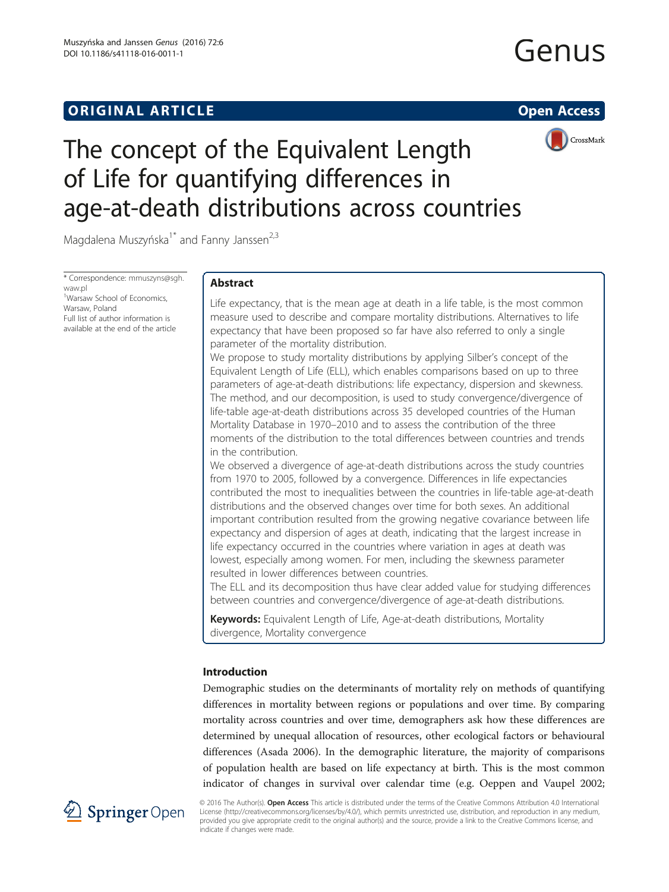ORIGINAL ARTICLE

Open Access

# The concept of the Equivalent Length of Life for quantifying differences in age-at-death distributions across countries

Magdalena Muszyńska[1*] and Fanny Janssen[2,3]

\* Correspondence: mmuszyns@sgh.waw.pl
[1]Warsaw School of Economics, Warsaw, Poland
Full list of author information is available at the end of the article

## Abstract

Life expectancy, that is the mean age at death in a life table, is the most common measure used to describe and compare mortality distributions. Alternatives to life expectancy that have been proposed so far have also referred to only a single parameter of the mortality distribution.

We propose to study mortality distributions by applying Silber's concept of the Equivalent Length of Life (ELL), which enables comparisons based on up to three parameters of age-at-death distributions: life expectancy, dispersion and skewness. The method, and our decomposition, is used to study convergence/divergence of life-table age-at-death distributions across 35 developed countries of the Human Mortality Database in 1970–2010 and to assess the contribution of the three moments of the distribution to the total differences between countries and trends in the contribution.

We observed a divergence of age-at-death distributions across the study countries from 1970 to 2005, followed by a convergence. Differences in life expectancies contributed the most to inequalities between the countries in life-table age-at-death distributions and the observed changes over time for both sexes. An additional important contribution resulted from the growing negative covariance between life expectancy and dispersion of ages at death, indicating that the largest increase in life expectancy occurred in the countries where variation in ages at death was lowest, especially among women. For men, including the skewness parameter resulted in lower differences between countries.

The ELL and its decomposition thus have clear added value for studying differences between countries and convergence/divergence of age-at-death distributions.

**Keywords:** Equivalent Length of Life, Age-at-death distributions, Mortality divergence, Mortality convergence

## Introduction

Demographic studies on the determinants of mortality rely on methods of quantifying differences in mortality between regions or populations and over time. By comparing mortality across countries and over time, demographers ask how these differences are determined by unequal allocation of resources, other ecological factors or behavioural differences (Asada 2006). In the demographic literature, the majority of comparisons of population health are based on life expectancy at birth. This is the most common indicator of changes in survival over calendar time (e.g. Oeppen and Vaupel 2002;

© 2016 The Author(s). **Open Access** This article is distributed under the terms of the Creative Commons Attribution 4.0 International License (http://creativecommons.org/licenses/by/4.0/), which permits unrestricted use, distribution, and reproduction in any medium, provided you give appropriate credit to the original author(s) and the source, provide a link to the Creative Commons license, and indicate if changes were made.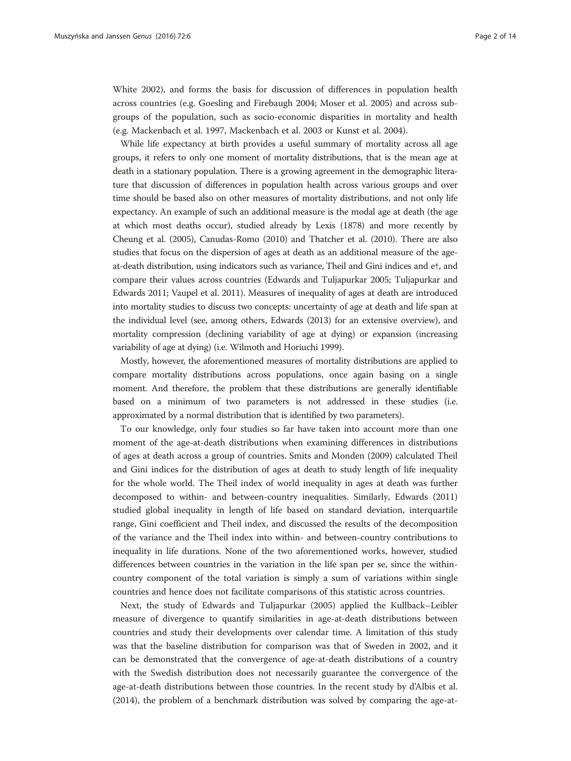White 2002), and forms the basis for discussion of differences in population health across countries (e.g. Goesling and Firebaugh 2004; Moser et al. 2005) and across subgroups of the population, such as socio-economic disparities in mortality and health (e.g. Mackenbach et al. 1997, Mackenbach et al. 2003 or Kunst et al. 2004).

While life expectancy at birth provides a useful summary of mortality across all age groups, it refers to only one moment of mortality distributions, that is the mean age at death in a stationary population. There is a growing agreement in the demographic literature that discussion of differences in population health across various groups and over time should be based also on other measures of mortality distributions, and not only life expectancy. An example of such an additional measure is the modal age at death (the age at which most deaths occur), studied already by Lexis (1878) and more recently by Cheung et al. (2005), Canudas-Romo (2010) and Thatcher et al. (2010). There are also studies that focus on the dispersion of ages at death as an additional measure of the age-at-death distribution, using indicators such as variance, Theil and Gini indices and e†, and compare their values across countries (Edwards and Tuljapurkar 2005; Tuljapurkar and Edwards 2011; Vaupel et al. 2011). Measures of inequality of ages at death are introduced into mortality studies to discuss two concepts: uncertainty of age at death and life span at the individual level (see, among others, Edwards (2013) for an extensive overview), and mortality compression (declining variability of age at dying) or expansion (increasing variability of age at dying) (i.e. Wilmoth and Horiuchi 1999).

Mostly, however, the aforementioned measures of mortality distributions are applied to compare mortality distributions across populations, once again basing on a single moment. And therefore, the problem that these distributions are generally identifiable based on a minimum of two parameters is not addressed in these studies (i.e. approximated by a normal distribution that is identified by two parameters).

To our knowledge, only four studies so far have taken into account more than one moment of the age-at-death distributions when examining differences in distributions of ages at death across a group of countries. Smits and Monden (2009) calculated Theil and Gini indices for the distribution of ages at death to study length of life inequality for the whole world. The Theil index of world inequality in ages at death was further decomposed to within- and between-country inequalities. Similarly, Edwards (2011) studied global inequality in length of life based on standard deviation, interquartile range, Gini coefficient and Theil index, and discussed the results of the decomposition of the variance and the Theil index into within- and between-country contributions to inequality in life durations. None of the two aforementioned works, however, studied differences between countries in the variation in the life span per se, since the within-country component of the total variation is simply a sum of variations within single countries and hence does not facilitate comparisons of this statistic across countries.

Next, the study of Edwards and Tuljapurkar (2005) applied the Kullback–Leibler measure of divergence to quantify similarities in age-at-death distributions between countries and study their developments over calendar time. A limitation of this study was that the baseline distribution for comparison was that of Sweden in 2002, and it can be demonstrated that the convergence of age-at-death distributions of a country with the Swedish distribution does not necessarily guarantee the convergence of the age-at-death distributions between those countries. In the recent study by d'Albis et al. (2014), the problem of a benchmark distribution was solved by comparing the age-at-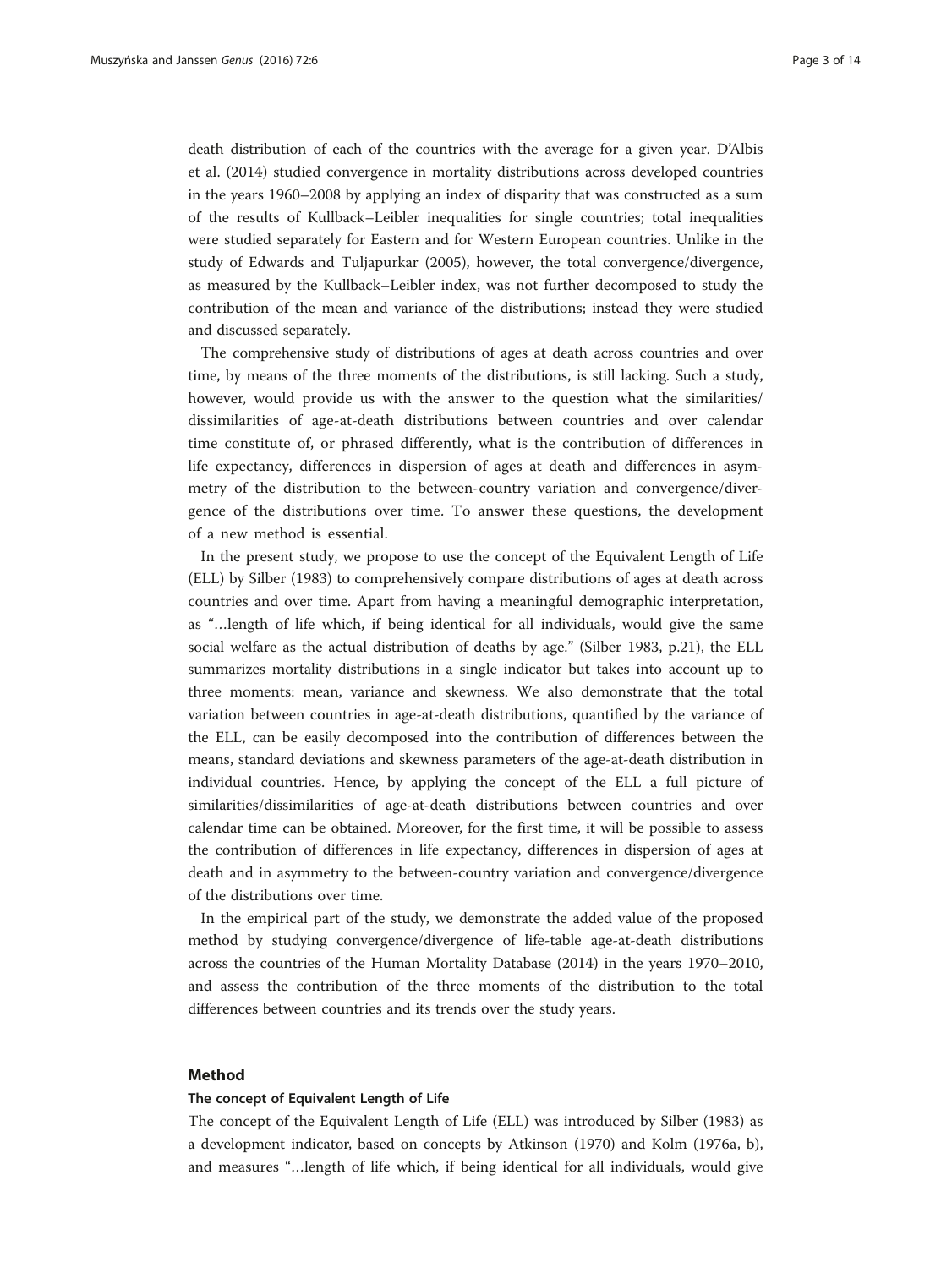death distribution of each of the countries with the average for a given year. D'Albis et al. (2014) studied convergence in mortality distributions across developed countries in the years 1960–2008 by applying an index of disparity that was constructed as a sum of the results of Kullback–Leibler inequalities for single countries; total inequalities were studied separately for Eastern and for Western European countries. Unlike in the study of Edwards and Tuljapurkar (2005), however, the total convergence/divergence, as measured by the Kullback–Leibler index, was not further decomposed to study the contribution of the mean and variance of the distributions; instead they were studied and discussed separately.

The comprehensive study of distributions of ages at death across countries and over time, by means of the three moments of the distributions, is still lacking. Such a study, however, would provide us with the answer to the question what the similarities/dissimilarities of age-at-death distributions between countries and over calendar time constitute of, or phrased differently, what is the contribution of differences in life expectancy, differences in dispersion of ages at death and differences in asymmetry of the distribution to the between-country variation and convergence/divergence of the distributions over time. To answer these questions, the development of a new method is essential.

In the present study, we propose to use the concept of the Equivalent Length of Life (ELL) by Silber (1983) to comprehensively compare distributions of ages at death across countries and over time. Apart from having a meaningful demographic interpretation, as "…length of life which, if being identical for all individuals, would give the same social welfare as the actual distribution of deaths by age." (Silber 1983, p.21), the ELL summarizes mortality distributions in a single indicator but takes into account up to three moments: mean, variance and skewness. We also demonstrate that the total variation between countries in age-at-death distributions, quantified by the variance of the ELL, can be easily decomposed into the contribution of differences between the means, standard deviations and skewness parameters of the age-at-death distribution in individual countries. Hence, by applying the concept of the ELL a full picture of similarities/dissimilarities of age-at-death distributions between countries and over calendar time can be obtained. Moreover, for the first time, it will be possible to assess the contribution of differences in life expectancy, differences in dispersion of ages at death and in asymmetry to the between-country variation and convergence/divergence of the distributions over time.

In the empirical part of the study, we demonstrate the added value of the proposed method by studying convergence/divergence of life-table age-at-death distributions across the countries of the Human Mortality Database (2014) in the years 1970–2010, and assess the contribution of the three moments of the distribution to the total differences between countries and its trends over the study years.

## Method

### The concept of Equivalent Length of Life

The concept of the Equivalent Length of Life (ELL) was introduced by Silber (1983) as a development indicator, based on concepts by Atkinson (1970) and Kolm (1976a, b), and measures "…length of life which, if being identical for all individuals, would give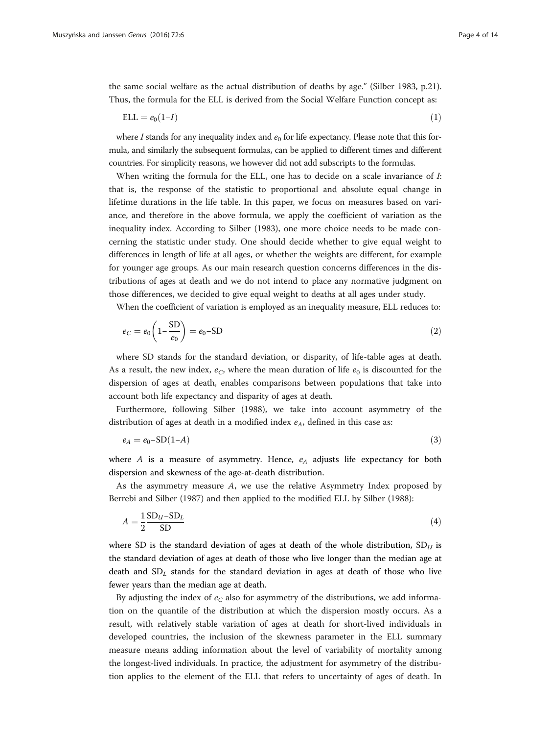the same social welfare as the actual distribution of deaths by age." (Silber 1983, p.21). Thus, the formula for the ELL is derived from the Social Welfare Function concept as:

$$\text{ELL} = e_0(1 - I) \tag{1}$$

where $I$ stands for any inequality index and $e_0$ for life expectancy. Please note that this formula, and similarly the subsequent formulas, can be applied to different times and different countries. For simplicity reasons, we however did not add subscripts to the formulas.

When writing the formula for the ELL, one has to decide on a scale invariance of $I$: that is, the response of the statistic to proportional and absolute equal change in lifetime durations in the life table. In this paper, we focus on measures based on variance, and therefore in the above formula, we apply the coefficient of variation as the inequality index. According to Silber (1983), one more choice needs to be made concerning the statistic under study. One should decide whether to give equal weight to differences in length of life at all ages, or whether the weights are different, for example for younger age groups. As our main research question concerns differences in the distributions of ages at death and we do not intend to place any normative judgment on those differences, we decided to give equal weight to deaths at all ages under study.

When the coefficient of variation is employed as an inequality measure, ELL reduces to:

$$e_C = e_0\left(1 - \frac{\text{SD}}{e_0}\right) = e_0 - \text{SD} \tag{2}$$

where SD stands for the standard deviation, or disparity, of life-table ages at death. As a result, the new index, $e_C$, where the mean duration of life $e_0$ is discounted for the dispersion of ages at death, enables comparisons between populations that take into account both life expectancy and disparity of ages at death.

Furthermore, following Silber (1988), we take into account asymmetry of the distribution of ages at death in a modified index $e_A$, defined in this case as:

$$e_A = e_0 - \text{SD}(1 - A) \tag{3}$$

where $A$ is a measure of asymmetry. Hence, $e_A$ adjusts life expectancy for both dispersion and skewness of the age-at-death distribution.

As the asymmetry measure $A$, we use the relative Asymmetry Index proposed by Berrebi and Silber (1987) and then applied to the modified ELL by Silber (1988):

$$A = \frac{1}{2}\frac{\text{SD}_U - \text{SD}_L}{\text{SD}} \tag{4}$$

where SD is the standard deviation of ages at death of the whole distribution, $\text{SD}_U$ is the standard deviation of ages at death of those who live longer than the median age at death and $\text{SD}_L$ stands for the standard deviation in ages at death of those who live fewer years than the median age at death.

By adjusting the index of $e_C$ also for asymmetry of the distributions, we add information on the quantile of the distribution at which the dispersion mostly occurs. As a result, with relatively stable variation of ages at death for short-lived individuals in developed countries, the inclusion of the skewness parameter in the ELL summary measure means adding information about the level of variability of mortality among the longest-lived individuals. In practice, the adjustment for asymmetry of the distribution applies to the element of the ELL that refers to uncertainty of ages of death. In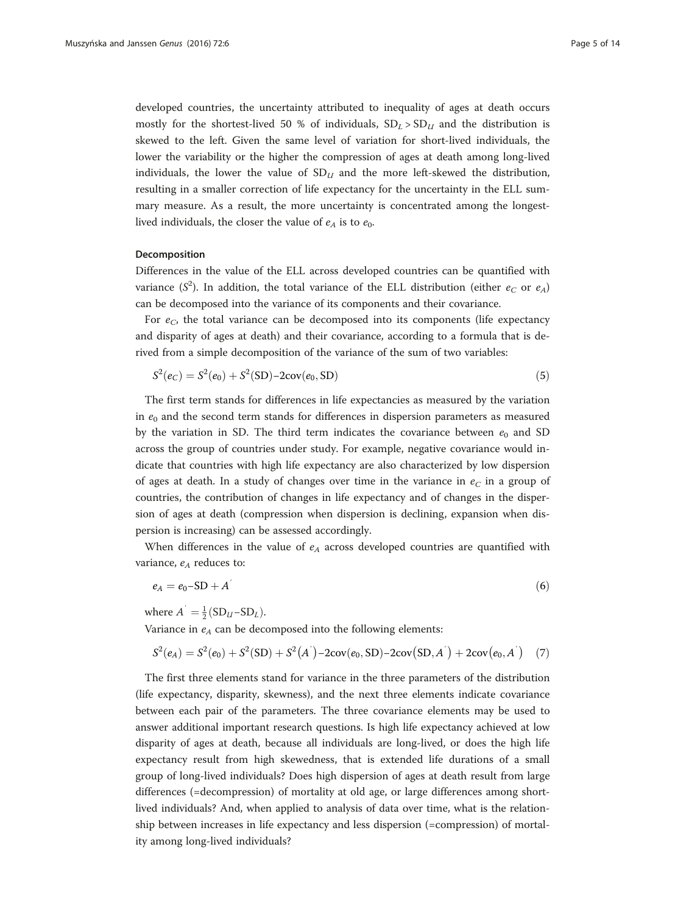developed countries, the uncertainty attributed to inequality of ages at death occurs mostly for the shortest-lived 50 % of individuals, $\mathrm{SD}_L > \mathrm{SD}_U$ and the distribution is skewed to the left. Given the same level of variation for short-lived individuals, the lower the variability or the higher the compression of ages at death among long-lived individuals, the lower the value of $\mathrm{SD}_U$ and the more left-skewed the distribution, resulting in a smaller correction of life expectancy for the uncertainty in the ELL summary measure. As a result, the more uncertainty is concentrated among the longest-lived individuals, the closer the value of $e_A$ is to $e_0$.

#### Decomposition

Differences in the value of the ELL across developed countries can be quantified with variance ($S^2$). In addition, the total variance of the ELL distribution (either $e_C$ or $e_A$) can be decomposed into the variance of its components and their covariance.

For $e_C$, the total variance can be decomposed into its components (life expectancy and disparity of ages at death) and their covariance, according to a formula that is derived from a simple decomposition of the variance of the sum of two variables:

$$S^2(e_C) = S^2(e_0) + S^2(\mathrm{SD}) - 2\mathrm{cov}(e_0, \mathrm{SD}) \tag{5}$$

The first term stands for differences in life expectancies as measured by the variation in $e_0$ and the second term stands for differences in dispersion parameters as measured by the variation in SD. The third term indicates the covariance between $e_0$ and SD across the group of countries under study. For example, negative covariance would indicate that countries with high life expectancy are also characterized by low dispersion of ages at death. In a study of changes over time in the variance in $e_C$ in a group of countries, the contribution of changes in life expectancy and of changes in the dispersion of ages at death (compression when dispersion is declining, expansion when dispersion is increasing) can be assessed accordingly.

When differences in the value of $e_A$ across developed countries are quantified with variance, $e_A$ reduces to:

$$e_A = e_0 - \mathrm{SD} + A' \tag{6}$$

where $A' = \frac{1}{2}(\mathrm{SD}_U - \mathrm{SD}_L)$.

Variance in $e_A$ can be decomposed into the following elements:

$$S^2(e_A) = S^2(e_0) + S^2(\mathrm{SD}) + S^2(A') - 2\mathrm{cov}(e_0, \mathrm{SD}) - 2\mathrm{cov}(\mathrm{SD}, A') + 2\mathrm{cov}(e_0, A') \tag{7}$$

The first three elements stand for variance in the three parameters of the distribution (life expectancy, disparity, skewness), and the next three elements indicate covariance between each pair of the parameters. The three covariance elements may be used to answer additional important research questions. Is high life expectancy achieved at low disparity of ages at death, because all individuals are long-lived, or does the high life expectancy result from high skewedness, that is extended life durations of a small group of long-lived individuals? Does high dispersion of ages at death result from large differences (=decompression) of mortality at old age, or large differences among short-lived individuals? And, when applied to analysis of data over time, what is the relationship between increases in life expectancy and less dispersion (=compression) of mortality among long-lived individuals?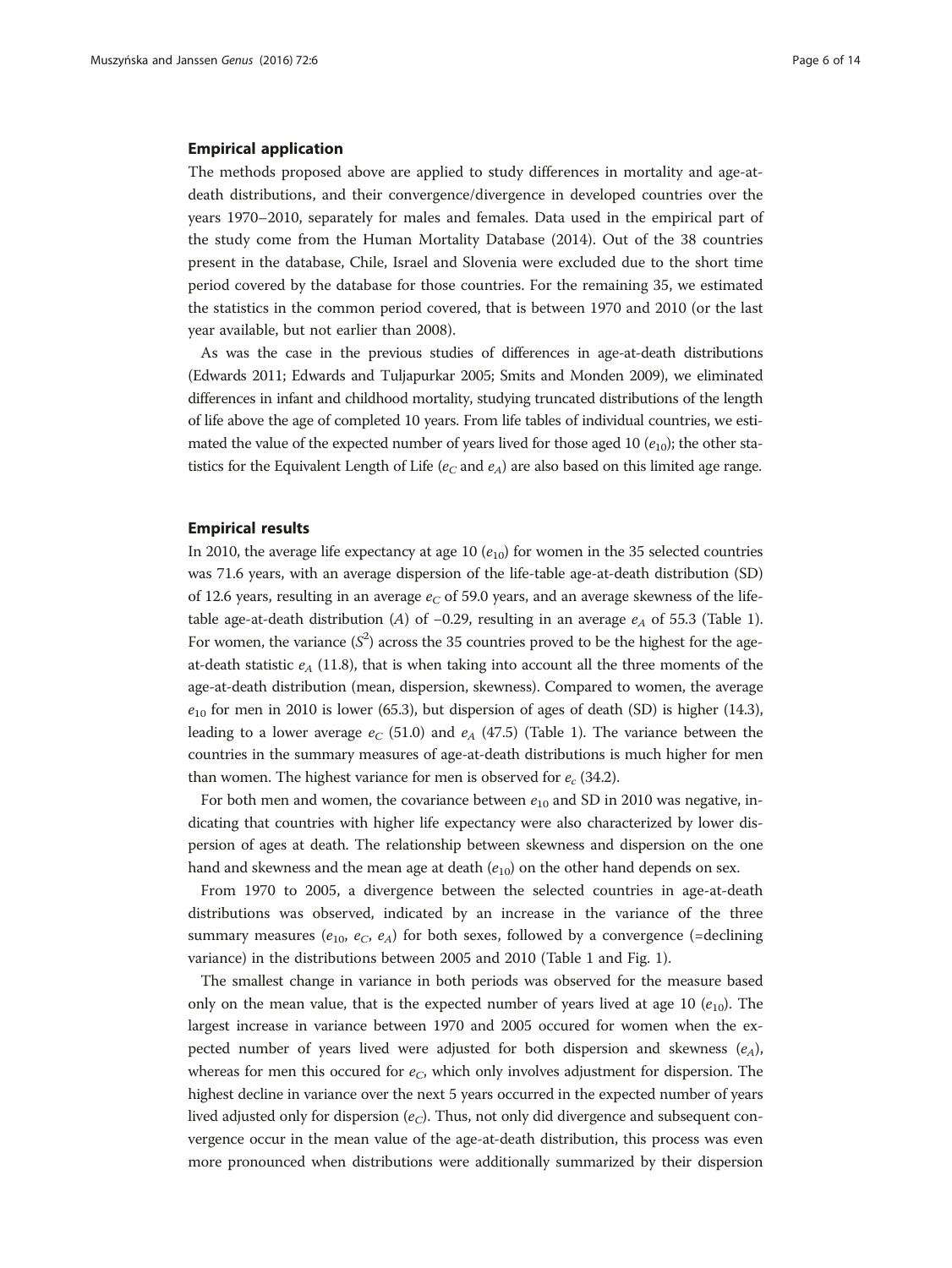### Empirical application

The methods proposed above are applied to study differences in mortality and age-at-death distributions, and their convergence/divergence in developed countries over the years 1970–2010, separately for males and females. Data used in the empirical part of the study come from the Human Mortality Database (2014). Out of the 38 countries present in the database, Chile, Israel and Slovenia were excluded due to the short time period covered by the database for those countries. For the remaining 35, we estimated the statistics in the common period covered, that is between 1970 and 2010 (or the last year available, but not earlier than 2008).

As was the case in the previous studies of differences in age-at-death distributions (Edwards 2011; Edwards and Tuljapurkar 2005; Smits and Monden 2009), we eliminated differences in infant and childhood mortality, studying truncated distributions of the length of life above the age of completed 10 years. From life tables of individual countries, we estimated the value of the expected number of years lived for those aged 10 ($e_{10}$); the other statistics for the Equivalent Length of Life ($e_C$ and $e_A$) are also based on this limited age range.

### Empirical results

In 2010, the average life expectancy at age 10 ($e_{10}$) for women in the 35 selected countries was 71.6 years, with an average dispersion of the life-table age-at-death distribution (SD) of 12.6 years, resulting in an average $e_C$ of 59.0 years, and an average skewness of the life-table age-at-death distribution ($A$) of −0.29, resulting in an average $e_A$ of 55.3 (Table 1). For women, the variance ($S^2$) across the 35 countries proved to be the highest for the age-at-death statistic $e_A$ (11.8), that is when taking into account all the three moments of the age-at-death distribution (mean, dispersion, skewness). Compared to women, the average $e_{10}$ for men in 2010 is lower (65.3), but dispersion of ages of death (SD) is higher (14.3), leading to a lower average $e_C$ (51.0) and $e_A$ (47.5) (Table 1). The variance between the countries in the summary measures of age-at-death distributions is much higher for men than women. The highest variance for men is observed for $e_c$ (34.2).

For both men and women, the covariance between $e_{10}$ and SD in 2010 was negative, indicating that countries with higher life expectancy were also characterized by lower dispersion of ages at death. The relationship between skewness and dispersion on the one hand and skewness and the mean age at death ($e_{10}$) on the other hand depends on sex.

From 1970 to 2005, a divergence between the selected countries in age-at-death distributions was observed, indicated by an increase in the variance of the three summary measures ($e_{10}$, $e_C$, $e_A$) for both sexes, followed by a convergence (=declining variance) in the distributions between 2005 and 2010 (Table 1 and Fig. 1).

The smallest change in variance in both periods was observed for the measure based only on the mean value, that is the expected number of years lived at age 10 ($e_{10}$). The largest increase in variance between 1970 and 2005 occured for women when the expected number of years lived were adjusted for both dispersion and skewness ($e_A$), whereas for men this occured for $e_C$, which only involves adjustment for dispersion. The highest decline in variance over the next 5 years occurred in the expected number of years lived adjusted only for dispersion ($e_C$). Thus, not only did divergence and subsequent convergence occur in the mean value of the age-at-death distribution, this process was even more pronounced when distributions were additionally summarized by their dispersion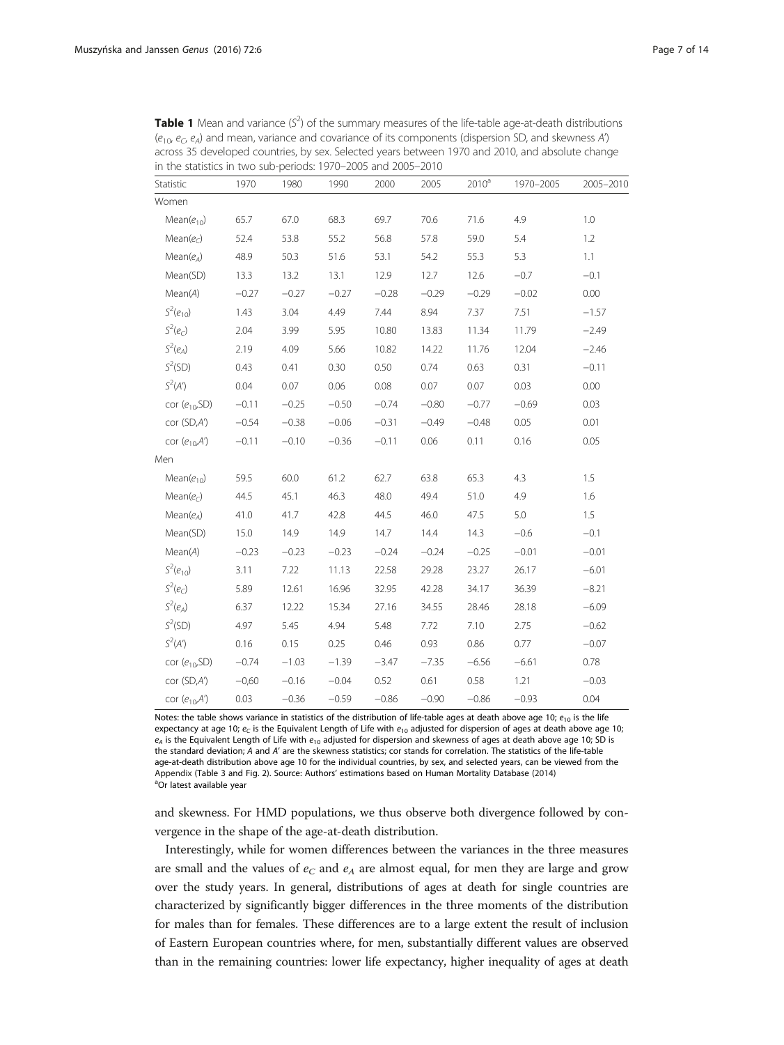**Table 1** Mean and variance ($S^2$) of the summary measures of the life-table age-at-death distributions ($e_{10}$, $e_C$, $e_A$) and mean, variance and covariance of its components (dispersion SD, and skewness $A'$) across 35 developed countries, by sex. Selected years between 1970 and 2010, and absolute change in the statistics in two sub-periods: 1970–2005 and 2005–2010

| Statistic | 1970 | 1980 | 1990 | 2000 | 2005 | 2010[a] | 1970–2005 | 2005–2010 |
|---|---|---|---|---|---|---|---|---|
| Women | | | | | | | | |
| Mean($e_{10}$) | 65.7 | 67.0 | 68.3 | 69.7 | 70.6 | 71.6 | 4.9 | 1.0 |
| Mean($e_C$) | 52.4 | 53.8 | 55.2 | 56.8 | 57.8 | 59.0 | 5.4 | 1.2 |
| Mean($e_A$) | 48.9 | 50.3 | 51.6 | 53.1 | 54.2 | 55.3 | 5.3 | 1.1 |
| Mean(SD) | 13.3 | 13.2 | 13.1 | 12.9 | 12.7 | 12.6 | −0.7 | −0.1 |
| Mean($A$) | −0.27 | −0.27 | −0.27 | −0.28 | −0.29 | −0.29 | −0.02 | 0.00 |
| $S^2(e_{10})$ | 1.43 | 3.04 | 4.49 | 7.44 | 8.94 | 7.37 | 7.51 | −1.57 |
| $S^2(e_C)$ | 2.04 | 3.99 | 5.95 | 10.80 | 13.83 | 11.34 | 11.79 | −2.49 |
| $S^2(e_A)$ | 2.19 | 4.09 | 5.66 | 10.82 | 14.22 | 11.76 | 12.04 | −2.46 |
| $S^2$(SD) | 0.43 | 0.41 | 0.30 | 0.50 | 0.74 | 0.63 | 0.31 | −0.11 |
| $S^2(A')$ | 0.04 | 0.07 | 0.06 | 0.08 | 0.07 | 0.07 | 0.03 | 0.00 |
| cor ($e_{10}$,SD) | −0.11 | −0.25 | −0.50 | −0.74 | −0.80 | −0.77 | −0.69 | 0.03 |
| cor (SD,$A'$) | −0.54 | −0.38 | −0.06 | −0.31 | −0.49 | −0.48 | 0.05 | 0.01 |
| cor ($e_{10}$,$A'$) | −0.11 | −0.10 | −0.36 | −0.11 | 0.06 | 0.11 | 0.16 | 0.05 |
| Men | | | | | | | | |
| Mean($e_{10}$) | 59.5 | 60.0 | 61.2 | 62.7 | 63.8 | 65.3 | 4.3 | 1.5 |
| Mean($e_C$) | 44.5 | 45.1 | 46.3 | 48.0 | 49.4 | 51.0 | 4.9 | 1.6 |
| Mean($e_A$) | 41.0 | 41.7 | 42.8 | 44.5 | 46.0 | 47.5 | 5.0 | 1.5 |
| Mean(SD) | 15.0 | 14.9 | 14.9 | 14.7 | 14.4 | 14.3 | −0.6 | −0.1 |
| Mean($A$) | −0.23 | −0.23 | −0.23 | −0.24 | −0.24 | −0.25 | −0.01 | −0.01 |
| $S^2(e_{10})$ | 3.11 | 7.22 | 11.13 | 22.58 | 29.28 | 23.27 | 26.17 | −6.01 |
| $S^2(e_C)$ | 5.89 | 12.61 | 16.96 | 32.95 | 42.28 | 34.17 | 36.39 | −8.21 |
| $S^2(e_A)$ | 6.37 | 12.22 | 15.34 | 27.16 | 34.55 | 28.46 | 28.18 | −6.09 |
| $S^2$(SD) | 4.97 | 5.45 | 4.94 | 5.48 | 7.72 | 7.10 | 2.75 | −0.62 |
| $S^2(A')$ | 0.16 | 0.15 | 0.25 | 0.46 | 0.93 | 0.86 | 0.77 | −0.07 |
| cor ($e_{10}$,SD) | −0.74 | −1.03 | −1.39 | −3.47 | −7.35 | −6.56 | −6.61 | 0.78 |
| cor (SD,$A'$) | −0,60 | −0.16 | −0.04 | 0.52 | 0.61 | 0.58 | 1.21 | −0.03 |
| cor ($e_{10}$,$A'$) | 0.03 | −0.36 | −0.59 | −0.86 | −0.90 | −0.86 | −0.93 | 0.04 |

Notes: the table shows variance in statistics of the distribution of life-table ages at death above age 10; $e_{10}$ is the life expectancy at age 10; $e_C$ is the Equivalent Length of Life with $e_{10}$ adjusted for dispersion of ages at death above age 10; $e_A$ is the Equivalent Length of Life with $e_{10}$ adjusted for dispersion and skewness of ages at death above age 10; SD is the standard deviation; $A$ and $A'$ are the skewness statistics; cor stands for correlation. The statistics of the life-table age-at-death distribution above age 10 for the individual countries, by sex, and selected years, can be viewed from the Appendix (Table 3 and Fig. 2). Source: Authors' estimations based on Human Mortality Database (2014)
[a]Or latest available year

and skewness. For HMD populations, we thus observe both divergence followed by convergence in the shape of the age-at-death distribution.

Interestingly, while for women differences between the variances in the three measures are small and the values of $e_C$ and $e_A$ are almost equal, for men they are large and grow over the study years. In general, distributions of ages at death for single countries are characterized by significantly bigger differences in the three moments of the distribution for males than for females. These differences are to a large extent the result of inclusion of Eastern European countries where, for men, substantially different values are observed than in the remaining countries: lower life expectancy, higher inequality of ages at death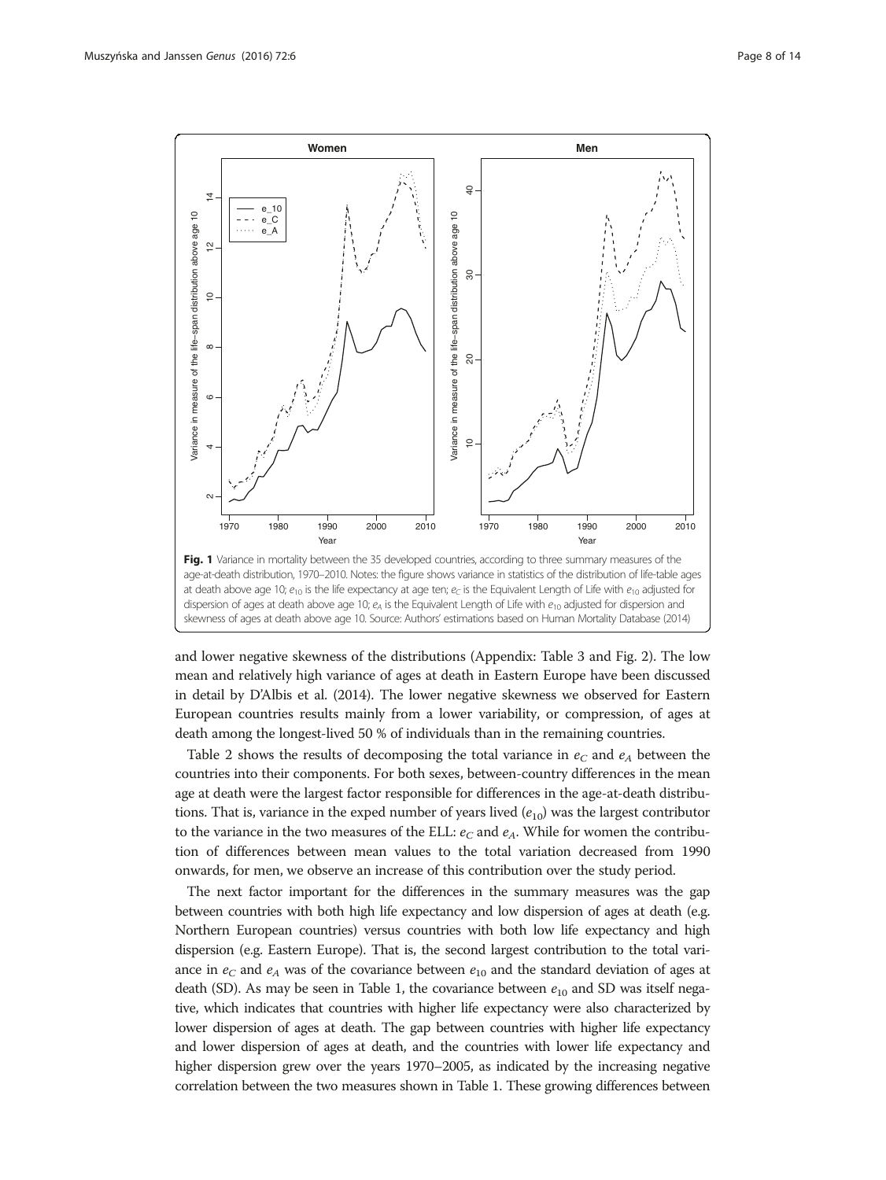**Fig. 1** Variance in mortality between the 35 developed countries, according to three summary measures of the age-at-death distribution, 1970–2010. Notes: the figure shows variance in statistics of the distribution of life-table ages at death above age 10; $e_{10}$ is the life expectancy at age ten; $e_C$ is the Equivalent Length of Life with $e_{10}$ adjusted for dispersion of ages at death above age 10; $e_A$ is the Equivalent Length of Life with $e_{10}$ adjusted for dispersion and skewness of ages at death above age 10. Source: Authors' estimations based on Human Mortality Database (2014)

and lower negative skewness of the distributions (Appendix: Table 3 and Fig. 2). The low mean and relatively high variance of ages at death in Eastern Europe have been discussed in detail by D'Albis et al. (2014). The lower negative skewness we observed for Eastern European countries results mainly from a lower variability, or compression, of ages at death among the longest-lived 50 % of individuals than in the remaining countries.

Table 2 shows the results of decomposing the total variance in $e_C$ and $e_A$ between the countries into their components. For both sexes, between-country differences in the mean age at death were the largest factor responsible for differences in the age-at-death distributions. That is, variance in the exped number of years lived ($e_{10}$) was the largest contributor to the variance in the two measures of the ELL: $e_C$ and $e_A$. While for women the contribution of differences between mean values to the total variation decreased from 1990 onwards, for men, we observe an increase of this contribution over the study period.

The next factor important for the differences in the summary measures was the gap between countries with both high life expectancy and low dispersion of ages at death (e.g. Northern European countries) versus countries with both low life expectancy and high dispersion (e.g. Eastern Europe). That is, the second largest contribution to the total variance in $e_C$ and $e_A$ was of the covariance between $e_{10}$ and the standard deviation of ages at death (SD). As may be seen in Table 1, the covariance between $e_{10}$ and SD was itself negative, which indicates that countries with higher life expectancy were also characterized by lower dispersion of ages at death. The gap between countries with higher life expectancy and lower dispersion of ages at death, and the countries with lower life expectancy and higher dispersion grew over the years 1970–2005, as indicated by the increasing negative correlation between the two measures shown in Table 1. These growing differences between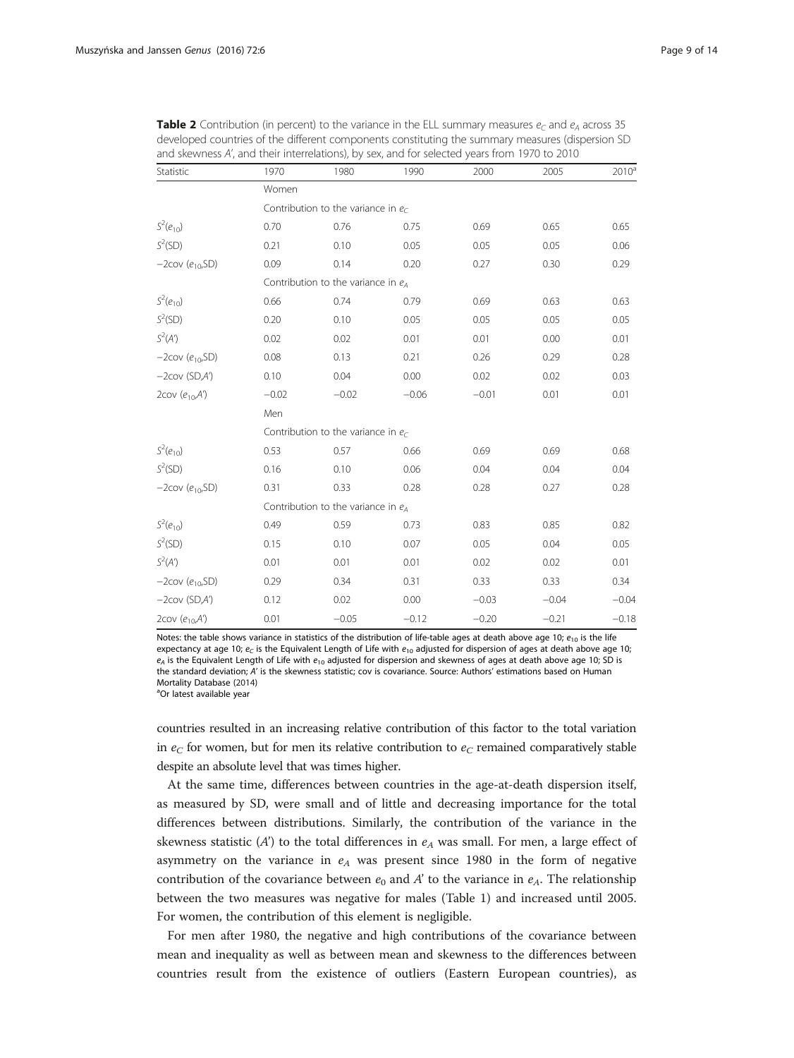**Table 2** Contribution (in percent) to the variance in the ELL summary measures $e_C$ and $e_A$ across 35 developed countries of the different components constituting the summary measures (dispersion SD and skewness $A'$, and their interrelations), by sex, and for selected years from 1970 to 2010

| Statistic | 1970 | 1980 | 1990 | 2000 | 2005 | 2010[a] |
|---|---|---|---|---|---|---|
| | Women | | | | | |
| | Contribution to the variance in $e_C$ | | | | | |
| $S^2(e_{10})$ | 0.70 | 0.76 | 0.75 | 0.69 | 0.65 | 0.65 |
| $S^2(\text{SD})$ | 0.21 | 0.10 | 0.05 | 0.05 | 0.05 | 0.06 |
| $-2\text{cov}\,(e_{10},\text{SD})$ | 0.09 | 0.14 | 0.20 | 0.27 | 0.30 | 0.29 |
| | Contribution to the variance in $e_A$ | | | | | |
| $S^2(e_{10})$ | 0.66 | 0.74 | 0.79 | 0.69 | 0.63 | 0.63 |
| $S^2(\text{SD})$ | 0.20 | 0.10 | 0.05 | 0.05 | 0.05 | 0.05 |
| $S^2(A')$ | 0.02 | 0.02 | 0.01 | 0.01 | 0.00 | 0.01 |
| $-2\text{cov}\,(e_{10},\text{SD})$ | 0.08 | 0.13 | 0.21 | 0.26 | 0.29 | 0.28 |
| $-2\text{cov}\,(\text{SD},A')$ | 0.10 | 0.04 | 0.00 | 0.02 | 0.02 | 0.03 |
| $2\text{cov}\,(e_{10},A')$ | −0.02 | −0.02 | −0.06 | −0.01 | 0.01 | 0.01 |
| | Men | | | | | |
| | Contribution to the variance in $e_C$ | | | | | |
| $S^2(e_{10})$ | 0.53 | 0.57 | 0.66 | 0.69 | 0.69 | 0.68 |
| $S^2(\text{SD})$ | 0.16 | 0.10 | 0.06 | 0.04 | 0.04 | 0.04 |
| $-2\text{cov}\,(e_{10},\text{SD})$ | 0.31 | 0.33 | 0.28 | 0.28 | 0.27 | 0.28 |
| | Contribution to the variance in $e_A$ | | | | | |
| $S^2(e_{10})$ | 0.49 | 0.59 | 0.73 | 0.83 | 0.85 | 0.82 |
| $S^2(\text{SD})$ | 0.15 | 0.10 | 0.07 | 0.05 | 0.04 | 0.05 |
| $S^2(A')$ | 0.01 | 0.01 | 0.01 | 0.02 | 0.02 | 0.01 |
| $-2\text{cov}\,(e_{10},\text{SD})$ | 0.29 | 0.34 | 0.31 | 0.33 | 0.33 | 0.34 |
| $-2\text{cov}\,(\text{SD},A')$ | 0.12 | 0.02 | 0.00 | −0.03 | −0.04 | −0.04 |
| $2\text{cov}\,(e_{10},A')$ | 0.01 | −0.05 | −0.12 | −0.20 | −0.21 | −0.18 |

Notes: the table shows variance in statistics of the distribution of life-table ages at death above age 10; $e_{10}$ is the life expectancy at age 10; $e_C$ is the Equivalent Length of Life with $e_{10}$ adjusted for dispersion of ages at death above age 10; $e_A$ is the Equivalent Length of Life with $e_{10}$ adjusted for dispersion and skewness of ages at death above age 10; SD is the standard deviation; $A'$ is the skewness statistic; cov is covariance. Source: Authors' estimations based on Human Mortality Database (2014)

[a]Or latest available year

countries resulted in an increasing relative contribution of this factor to the total variation in $e_C$ for women, but for men its relative contribution to $e_C$ remained comparatively stable despite an absolute level that was times higher.

At the same time, differences between countries in the age-at-death dispersion itself, as measured by SD, were small and of little and decreasing importance for the total differences between distributions. Similarly, the contribution of the variance in the skewness statistic ($A'$) to the total differences in $e_A$ was small. For men, a large effect of asymmetry on the variance in $e_A$ was present since 1980 in the form of negative contribution of the covariance between $e_0$ and $A'$ to the variance in $e_A$. The relationship between the two measures was negative for males (Table 1) and increased until 2005. For women, the contribution of this element is negligible.

For men after 1980, the negative and high contributions of the covariance between mean and inequality as well as between mean and skewness to the differences between countries result from the existence of outliers (Eastern European countries), as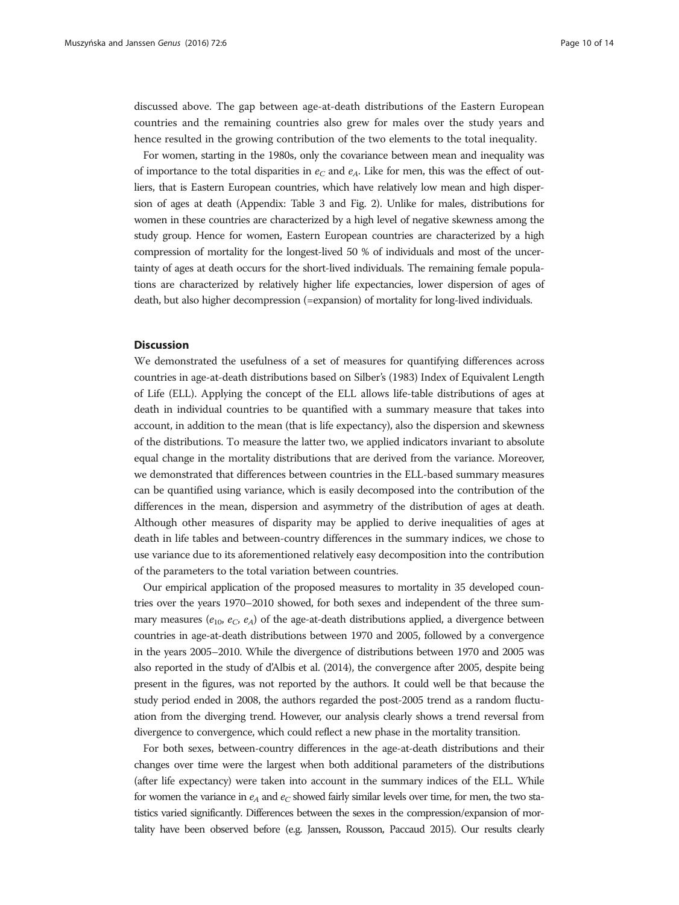discussed above. The gap between age-at-death distributions of the Eastern European countries and the remaining countries also grew for males over the study years and hence resulted in the growing contribution of the two elements to the total inequality.

For women, starting in the 1980s, only the covariance between mean and inequality was of importance to the total disparities in $e_C$ and $e_A$. Like for men, this was the effect of outliers, that is Eastern European countries, which have relatively low mean and high dispersion of ages at death (Appendix: Table 3 and Fig. 2). Unlike for males, distributions for women in these countries are characterized by a high level of negative skewness among the study group. Hence for women, Eastern European countries are characterized by a high compression of mortality for the longest-lived 50 % of individuals and most of the uncertainty of ages at death occurs for the short-lived individuals. The remaining female populations are characterized by relatively higher life expectancies, lower dispersion of ages of death, but also higher decompression (=expansion) of mortality for long-lived individuals.

## Discussion

We demonstrated the usefulness of a set of measures for quantifying differences across countries in age-at-death distributions based on Silber's (1983) Index of Equivalent Length of Life (ELL). Applying the concept of the ELL allows life-table distributions of ages at death in individual countries to be quantified with a summary measure that takes into account, in addition to the mean (that is life expectancy), also the dispersion and skewness of the distributions. To measure the latter two, we applied indicators invariant to absolute equal change in the mortality distributions that are derived from the variance. Moreover, we demonstrated that differences between countries in the ELL-based summary measures can be quantified using variance, which is easily decomposed into the contribution of the differences in the mean, dispersion and asymmetry of the distribution of ages at death. Although other measures of disparity may be applied to derive inequalities of ages at death in life tables and between-country differences in the summary indices, we chose to use variance due to its aforementioned relatively easy decomposition into the contribution of the parameters to the total variation between countries.

Our empirical application of the proposed measures to mortality in 35 developed countries over the years 1970–2010 showed, for both sexes and independent of the three summary measures ($e_{10}$, $e_C$, $e_A$) of the age-at-death distributions applied, a divergence between countries in age-at-death distributions between 1970 and 2005, followed by a convergence in the years 2005–2010. While the divergence of distributions between 1970 and 2005 was also reported in the study of d'Albis et al. (2014), the convergence after 2005, despite being present in the figures, was not reported by the authors. It could well be that because the study period ended in 2008, the authors regarded the post-2005 trend as a random fluctuation from the diverging trend. However, our analysis clearly shows a trend reversal from divergence to convergence, which could reflect a new phase in the mortality transition.

For both sexes, between-country differences in the age-at-death distributions and their changes over time were the largest when both additional parameters of the distributions (after life expectancy) were taken into account in the summary indices of the ELL. While for women the variance in $e_A$ and $e_C$ showed fairly similar levels over time, for men, the two statistics varied significantly. Differences between the sexes in the compression/expansion of mortality have been observed before (e.g. Janssen, Rousson, Paccaud 2015). Our results clearly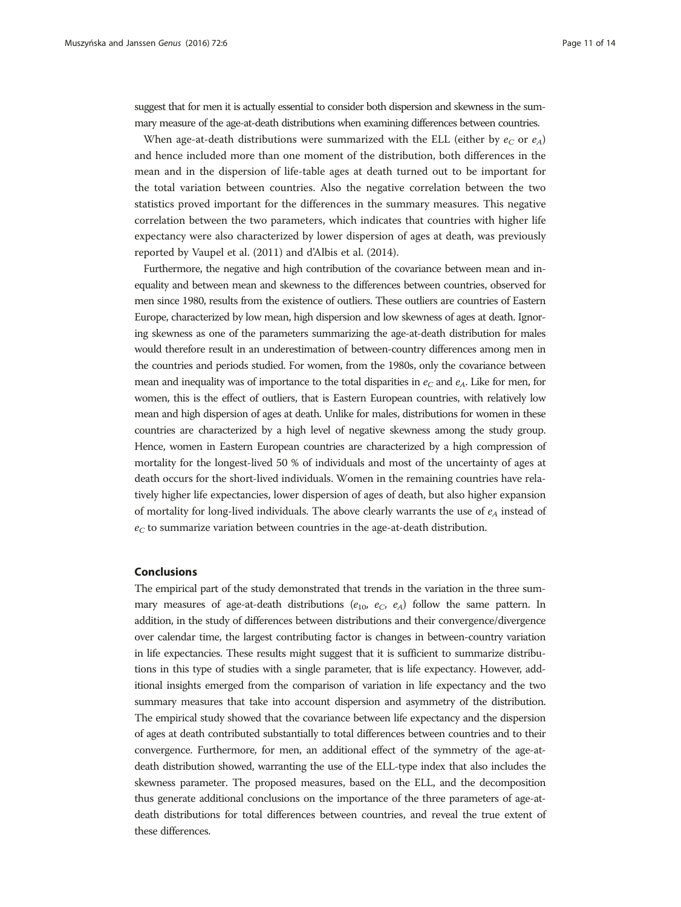suggest that for men it is actually essential to consider both dispersion and skewness in the summary measure of the age-at-death distributions when examining differences between countries.

When age-at-death distributions were summarized with the ELL (either by $e_C$ or $e_A$) and hence included more than one moment of the distribution, both differences in the mean and in the dispersion of life-table ages at death turned out to be important for the total variation between countries. Also the negative correlation between the two statistics proved important for the differences in the summary measures. This negative correlation between the two parameters, which indicates that countries with higher life expectancy were also characterized by lower dispersion of ages at death, was previously reported by Vaupel et al. (2011) and d'Albis et al. (2014).

Furthermore, the negative and high contribution of the covariance between mean and inequality and between mean and skewness to the differences between countries, observed for men since 1980, results from the existence of outliers. These outliers are countries of Eastern Europe, characterized by low mean, high dispersion and low skewness of ages at death. Ignoring skewness as one of the parameters summarizing the age-at-death distribution for males would therefore result in an underestimation of between-country differences among men in the countries and periods studied. For women, from the 1980s, only the covariance between mean and inequality was of importance to the total disparities in $e_C$ and $e_A$. Like for men, for women, this is the effect of outliers, that is Eastern European countries, with relatively low mean and high dispersion of ages at death. Unlike for males, distributions for women in these countries are characterized by a high level of negative skewness among the study group. Hence, women in Eastern European countries are characterized by a high compression of mortality for the longest-lived 50 % of individuals and most of the uncertainty of ages at death occurs for the short-lived individuals. Women in the remaining countries have relatively higher life expectancies, lower dispersion of ages of death, but also higher expansion of mortality for long-lived individuals. The above clearly warrants the use of $e_A$ instead of $e_C$ to summarize variation between countries in the age-at-death distribution.

## Conclusions

The empirical part of the study demonstrated that trends in the variation in the three summary measures of age-at-death distributions ($e_{10}$, $e_C$, $e_A$) follow the same pattern. In addition, in the study of differences between distributions and their convergence/divergence over calendar time, the largest contributing factor is changes in between-country variation in life expectancies. These results might suggest that it is sufficient to summarize distributions in this type of studies with a single parameter, that is life expectancy. However, additional insights emerged from the comparison of variation in life expectancy and the two summary measures that take into account dispersion and asymmetry of the distribution. The empirical study showed that the covariance between life expectancy and the dispersion of ages at death contributed substantially to total differences between countries and to their convergence. Furthermore, for men, an additional effect of the symmetry of the age-at-death distribution showed, warranting the use of the ELL-type index that also includes the skewness parameter. The proposed measures, based on the ELL, and the decomposition thus generate additional conclusions on the importance of the three parameters of age-at-death distributions for total differences between countries, and reveal the true extent of these differences.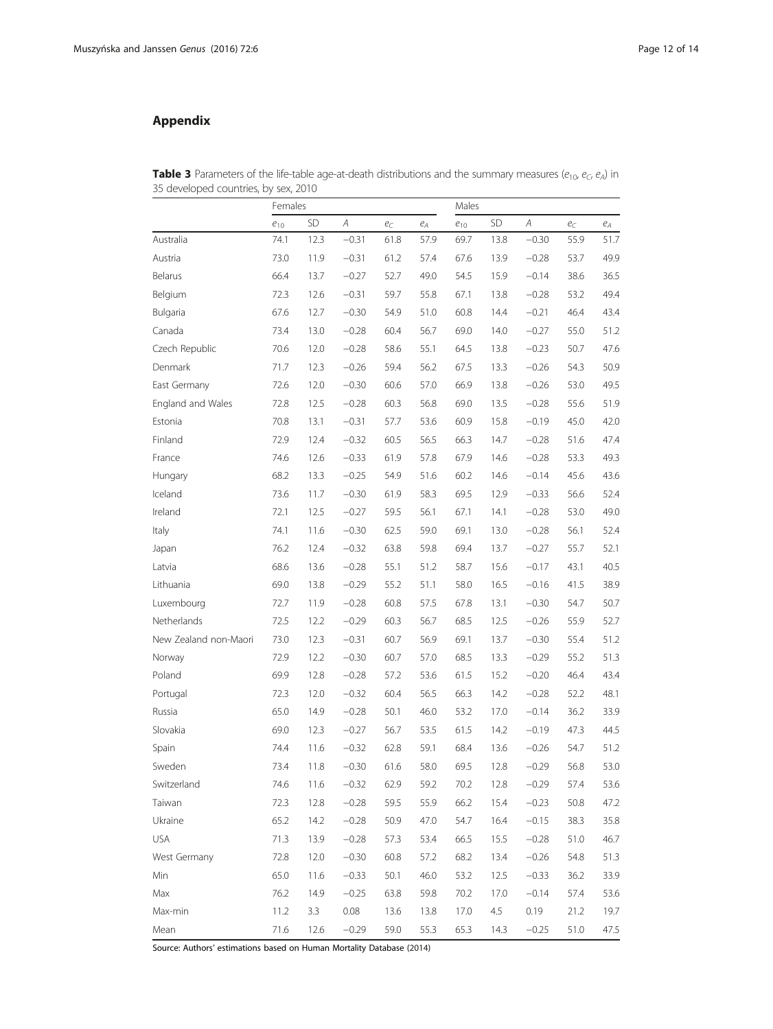## Appendix

**Table 3** Parameters of the life-table age-at-death distributions and the summary measures ($e_{10}$, $e_C$, $e_A$) in 35 developed countries, by sex, 2010

| | Females | | | | | Males | | | | |
|---|---|---|---|---|---|---|---|---|---|---|
| | $e_{10}$ | SD | $A$ | $e_C$ | $e_A$ | $e_{10}$ | SD | $A$ | $e_C$ | $e_A$ |
| Australia | 74.1 | 12.3 | −0.31 | 61.8 | 57.9 | 69.7 | 13.8 | −0.30 | 55.9 | 51.7 |
| Austria | 73.0 | 11.9 | −0.31 | 61.2 | 57.4 | 67.6 | 13.9 | −0.28 | 53.7 | 49.9 |
| Belarus | 66.4 | 13.7 | −0.27 | 52.7 | 49.0 | 54.5 | 15.9 | −0.14 | 38.6 | 36.5 |
| Belgium | 72.3 | 12.6 | −0.31 | 59.7 | 55.8 | 67.1 | 13.8 | −0.28 | 53.2 | 49.4 |
| Bulgaria | 67.6 | 12.7 | −0.30 | 54.9 | 51.0 | 60.8 | 14.4 | −0.21 | 46.4 | 43.4 |
| Canada | 73.4 | 13.0 | −0.28 | 60.4 | 56.7 | 69.0 | 14.0 | −0.27 | 55.0 | 51.2 |
| Czech Republic | 70.6 | 12.0 | −0.28 | 58.6 | 55.1 | 64.5 | 13.8 | −0.23 | 50.7 | 47.6 |
| Denmark | 71.7 | 12.3 | −0.26 | 59.4 | 56.2 | 67.5 | 13.3 | −0.26 | 54.3 | 50.9 |
| East Germany | 72.6 | 12.0 | −0.30 | 60.6 | 57.0 | 66.9 | 13.8 | −0.26 | 53.0 | 49.5 |
| England and Wales | 72.8 | 12.5 | −0.28 | 60.3 | 56.8 | 69.0 | 13.5 | −0.28 | 55.6 | 51.9 |
| Estonia | 70.8 | 13.1 | −0.31 | 57.7 | 53.6 | 60.9 | 15.8 | −0.19 | 45.0 | 42.0 |
| Finland | 72.9 | 12.4 | −0.32 | 60.5 | 56.5 | 66.3 | 14.7 | −0.28 | 51.6 | 47.4 |
| France | 74.6 | 12.6 | −0.33 | 61.9 | 57.8 | 67.9 | 14.6 | −0.28 | 53.3 | 49.3 |
| Hungary | 68.2 | 13.3 | −0.25 | 54.9 | 51.6 | 60.2 | 14.6 | −0.14 | 45.6 | 43.6 |
| Iceland | 73.6 | 11.7 | −0.30 | 61.9 | 58.3 | 69.5 | 12.9 | −0.33 | 56.6 | 52.4 |
| Ireland | 72.1 | 12.5 | −0.27 | 59.5 | 56.1 | 67.1 | 14.1 | −0.28 | 53.0 | 49.0 |
| Italy | 74.1 | 11.6 | −0.30 | 62.5 | 59.0 | 69.1 | 13.0 | −0.28 | 56.1 | 52.4 |
| Japan | 76.2 | 12.4 | −0.32 | 63.8 | 59.8 | 69.4 | 13.7 | −0.27 | 55.7 | 52.1 |
| Latvia | 68.6 | 13.6 | −0.28 | 55.1 | 51.2 | 58.7 | 15.6 | −0.17 | 43.1 | 40.5 |
| Lithuania | 69.0 | 13.8 | −0.29 | 55.2 | 51.1 | 58.0 | 16.5 | −0.16 | 41.5 | 38.9 |
| Luxembourg | 72.7 | 11.9 | −0.28 | 60.8 | 57.5 | 67.8 | 13.1 | −0.30 | 54.7 | 50.7 |
| Netherlands | 72.5 | 12.2 | −0.29 | 60.3 | 56.7 | 68.5 | 12.5 | −0.26 | 55.9 | 52.7 |
| New Zealand non-Maori | 73.0 | 12.3 | −0.31 | 60.7 | 56.9 | 69.1 | 13.7 | −0.30 | 55.4 | 51.2 |
| Norway | 72.9 | 12.2 | −0.30 | 60.7 | 57.0 | 68.5 | 13.3 | −0.29 | 55.2 | 51.3 |
| Poland | 69.9 | 12.8 | −0.28 | 57.2 | 53.6 | 61.5 | 15.2 | −0.20 | 46.4 | 43.4 |
| Portugal | 72.3 | 12.0 | −0.32 | 60.4 | 56.5 | 66.3 | 14.2 | −0.28 | 52.2 | 48.1 |
| Russia | 65.0 | 14.9 | −0.28 | 50.1 | 46.0 | 53.2 | 17.0 | −0.14 | 36.2 | 33.9 |
| Slovakia | 69.0 | 12.3 | −0.27 | 56.7 | 53.5 | 61.5 | 14.2 | −0.19 | 47.3 | 44.5 |
| Spain | 74.4 | 11.6 | −0.32 | 62.8 | 59.1 | 68.4 | 13.6 | −0.26 | 54.7 | 51.2 |
| Sweden | 73.4 | 11.8 | −0.30 | 61.6 | 58.0 | 69.5 | 12.8 | −0.29 | 56.8 | 53.0 |
| Switzerland | 74.6 | 11.6 | −0.32 | 62.9 | 59.2 | 70.2 | 12.8 | −0.29 | 57.4 | 53.6 |
| Taiwan | 72.3 | 12.8 | −0.28 | 59.5 | 55.9 | 66.2 | 15.4 | −0.23 | 50.8 | 47.2 |
| Ukraine | 65.2 | 14.2 | −0.28 | 50.9 | 47.0 | 54.7 | 16.4 | −0.15 | 38.3 | 35.8 |
| USA | 71.3 | 13.9 | −0.28 | 57.3 | 53.4 | 66.5 | 15.5 | −0.28 | 51.0 | 46.7 |
| West Germany | 72.8 | 12.0 | −0.30 | 60.8 | 57.2 | 68.2 | 13.4 | −0.26 | 54.8 | 51.3 |
| Min | 65.0 | 11.6 | −0.33 | 50.1 | 46.0 | 53.2 | 12.5 | −0.33 | 36.2 | 33.9 |
| Max | 76.2 | 14.9 | −0.25 | 63.8 | 59.8 | 70.2 | 17.0 | −0.14 | 57.4 | 53.6 |
| Max-min | 11.2 | 3.3 | 0.08 | 13.6 | 13.8 | 17.0 | 4.5 | 0.19 | 21.2 | 19.7 |
| Mean | 71.6 | 12.6 | −0.29 | 59.0 | 55.3 | 65.3 | 14.3 | −0.25 | 51.0 | 47.5 |

Source: Authors' estimations based on Human Mortality Database (2014)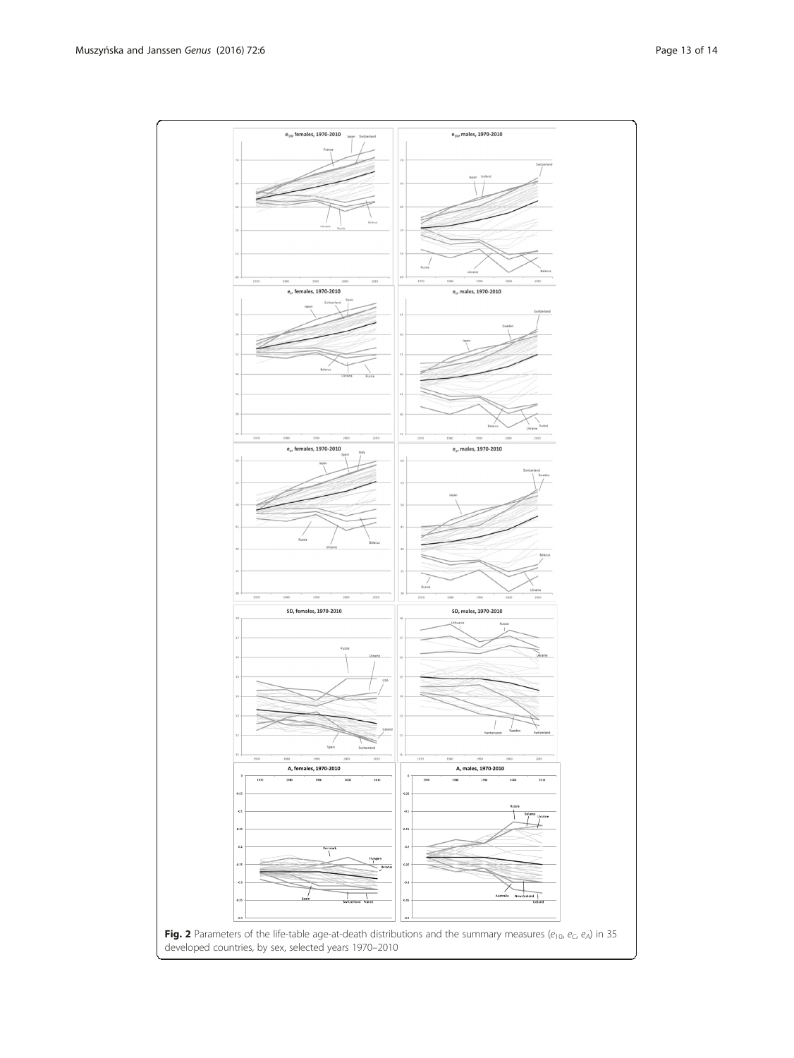**Fig. 2** Parameters of the life-table age-at-death distributions and the summary measures ($e_{10}$, $e_C$, $e_A$) in 35 developed countries, by sex, selected years 1970–2010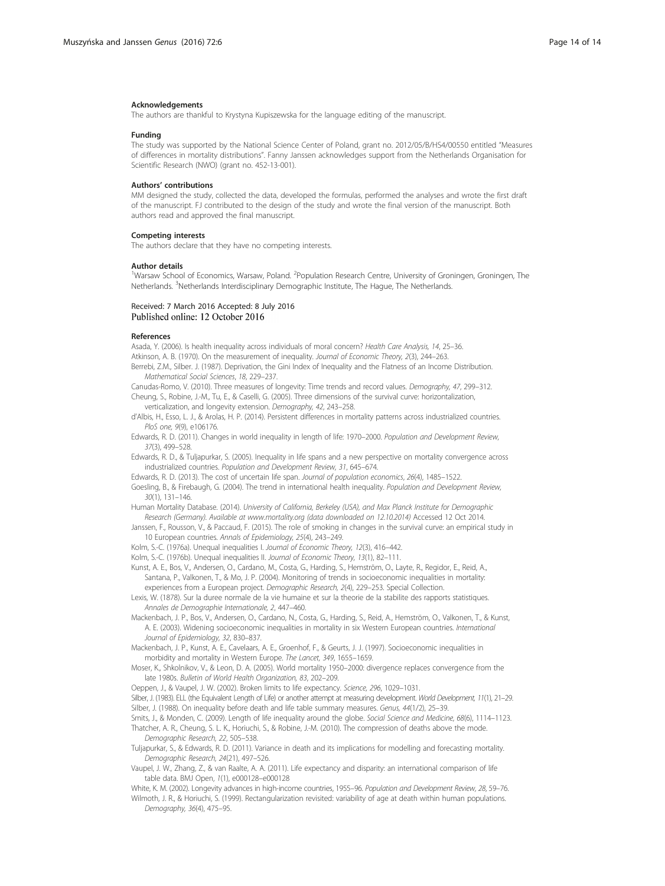### Acknowledgements

The authors are thankful to Krystyna Kupiszewska for the language editing of the manuscript.

### Funding

The study was supported by the National Science Center of Poland, grant no. 2012/05/B/HS4/00550 entitled "Measures of differences in mortality distributions". Fanny Janssen acknowledges support from the Netherlands Organisation for Scientific Research (NWO) (grant no. 452-13-001).

### Authors' contributions

MM designed the study, collected the data, developed the formulas, performed the analyses and wrote the first draft of the manuscript. FJ contributed to the design of the study and wrote the final version of the manuscript. Both authors read and approved the final manuscript.

### Competing interests

The authors declare that they have no competing interests.

### Author details

[1]Warsaw School of Economics, Warsaw, Poland. [2]Population Research Centre, University of Groningen, Groningen, The Netherlands. [3]Netherlands Interdisciplinary Demographic Institute, The Hague, The Netherlands.

Received: 7 March 2016 Accepted: 8 July 2016
Published online: 12 October 2016

### References

Asada, Y. (2006). Is health inequality across individuals of moral concern? *Health Care Analysis, 14*, 25–36.

Atkinson, A. B. (1970). On the measurement of inequality. *Journal of Economic Theory, 2*(3), 244–263.

Berrebi, Z.M., Silber. J. (1987). Deprivation, the Gini Index of Inequality and the Flatness of an Income Distribution. *Mathematical Social Sciences*, *18*, 229–237.

Canudas-Romo, V. (2010). Three measures of longevity: Time trends and record values. *Demography, 47*, 299–312.

Cheung, S., Robine, J.-M., Tu, E., & Caselli, G. (2005). Three dimensions of the survival curve: horizontalization, verticalization, and longevity extension. *Demography, 42*, 243–258.

d'Albis, H., Esso, L. J., & Arolas, H. P. (2014). Persistent differences in mortality patterns across industrialized countries. *PloS one, 9*(9), e106176.

Edwards, R. D. (2011). Changes in world inequality in length of life: 1970–2000. *Population and Development Review, 37*(3), 499–528.

Edwards, R. D., & Tuljapurkar, S. (2005). Inequality in life spans and a new perspective on mortality convergence across industrialized countries. *Population and Development Review, 31*, 645–674.

Edwards, R. D. (2013). The cost of uncertain life span. *Journal of population economics*, *26*(4), 1485–1522.

Goesling, B., & Firebaugh, G. (2004). The trend in international health inequality. *Population and Development Review, 30*(1), 131–146.

Human Mortality Database. (2014). *University of California, Berkeley (USA), and Max Planck Institute for Demographic Research (Germany). Available at www.mortality.org (data downloaded on 12.10.2014)* Accessed 12 Oct 2014.

Janssen, F., Rousson, V., & Paccaud, F. (2015). The role of smoking in changes in the survival curve: an empirical study in 10 European countries. *Annals of Epidemiology, 25*(4), 243–249.

Kolm, S.-C. (1976a). Unequal inequalities I. *Journal of Economic Theory, 12*(3), 416–442.

Kolm, S.-C. (1976b). Unequal inequalities II. *Journal of Economic Theory, 13*(1), 82–111.

Kunst, A. E., Bos, V., Andersen, O., Cardano, M., Costa, G., Harding, S., Hemström, O., Layte, R., Regidor, E., Reid, A., Santana, P., Valkonen, T., & Mo, J. P. (2004). Monitoring of trends in socioeconomic inequalities in mortality: experiences from a European project. *Demographic Research, 2*(4), 229–253. Special Collection.

Lexis, W. (1878). Sur la duree normale de la vie humaine et sur la theorie de la stabilite des rapports statistiques. *Annales de Demographie Internationale, 2*, 447–460.

Mackenbach, J. P., Bos, V., Andersen, O., Cardano, M., Costa, G., Harding, S., Reid, A., Hemström, O., Valkonen, T., & Kunst, A. E. (2003). Widening socioeconomic inequalities in mortality in six Western European countries. *International Journal of Epidemiology, 32*, 830–837.

Mackenbach, J. P., Kunst, A. E., Cavelaars, A. E., Groenhof, F., & Geurts, J. J. (1997). Socioeconomic inequalities in morbidity and mortality in Western Europe. *The Lancet, 349*, 1655–1659.

Moser, K., Shkolnikov, V., & Leon, D. A. (2005). World mortality 1950–2000: divergence replaces convergence from the late 1980s. *Bulletin of World Health Organization, 83*, 202–209.

Oeppen, J., & Vaupel, J. W. (2002). Broken limits to life expectancy. *Science, 296*, 1029–1031.

Silber, J. (1983). ELL (the Equivalent Length of Life) or another attempt at measuring development. *World Development, 11*(1), 21–29.

Silber, J. (1988). On inequality before death and life table summary measures. *Genus, 44*(1/2), 25–39.

Smits, J., & Monden, C. (2009). Length of life inequality around the globe. *Social Science and Medicine, 68*(6), 1114–1123.

Thatcher, A. R., Cheung, S. L. K., Horiuchi, S., & Robine, J.-M. (2010). The compression of deaths above the mode. *Demographic Research, 22*, 505–538.

Tuljapurkar, S., & Edwards, R. D. (2011). Variance in death and its implications for modelling and forecasting mortality. *Demographic Research, 24*(21), 497–526.

Vaupel, J. W., Zhang, Z., & van Raalte, A. A. (2011). Life expectancy and disparity: an international comparison of life table data. BMJ Open, *1*(1), e000128–e000128

White, K. M. (2002). Longevity advances in high-income countries, 1955–96. *Population and Development Review, 28*, 59–76.

Wilmoth, J. R., & Horiuchi, S. (1999). Rectangularization revisited: variability of age at death within human populations. *Demography, 36*(4), 475–95.